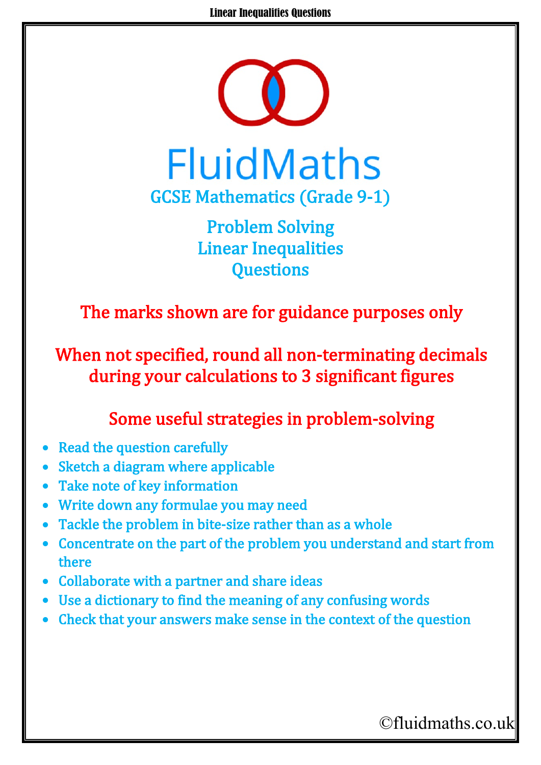# FluidMaths

## GCSE Mathematics (Grade 9-1)

## Problem Solving
## Linear Inequalities
## Questions

**The marks shown are for guidance purposes only**

**When not specified, round all non-terminating decimals during your calculations to 3 significant figures**

### Some useful strategies in problem-solving

- Read the question carefully
- Sketch a diagram where applicable
- Take note of key information
- Write down any formulae you may need
- Tackle the problem in bite-size rather than as a whole
- Concentrate on the part of the problem you understand and start from there
- Collaborate with a partner and share ideas
- Use a dictionary to find the meaning of any confusing words
- Check that your answers make sense in the context of the question

©fluidmaths.co.uk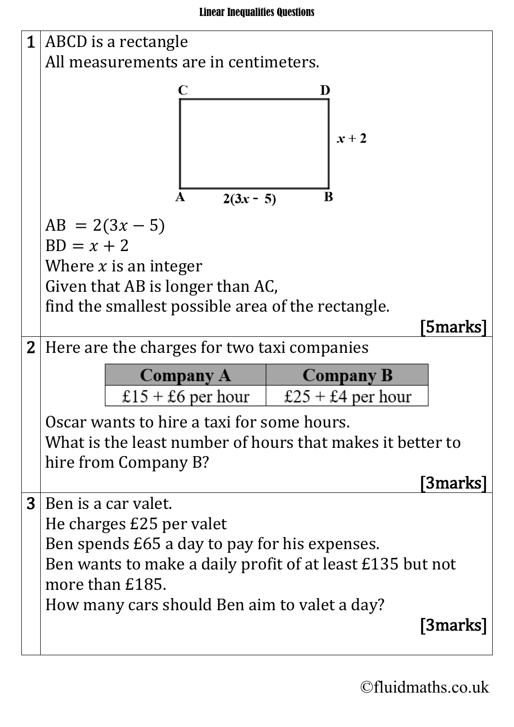# Linear Inequalities Questions

**1** ABCD is a rectangle
All measurements are in centimeters.

AB $= 2(3x - 5)$
BD $= x + 2$
Where $x$ is an integer
Given that AB is longer than AC,
find the smallest possible area of the rectangle.

**[5marks]**

**2** Here are the charges for two taxi companies

| Company A | Company B |
|---|---|
| £15 + £6 per hour | £25 + £4 per hour |

Oscar wants to hire a taxi for some hours.
What is the least number of hours that makes it better to hire from Company B?

**[3marks]**

**3** Ben is a car valet.
He charges £25 per valet
Ben spends £65 a day to pay for his expenses.
Ben wants to make a daily profit of at least £135 but not more than £185.
How many cars should Ben aim to valet a day?

**[3marks]**

©fluidmaths.co.uk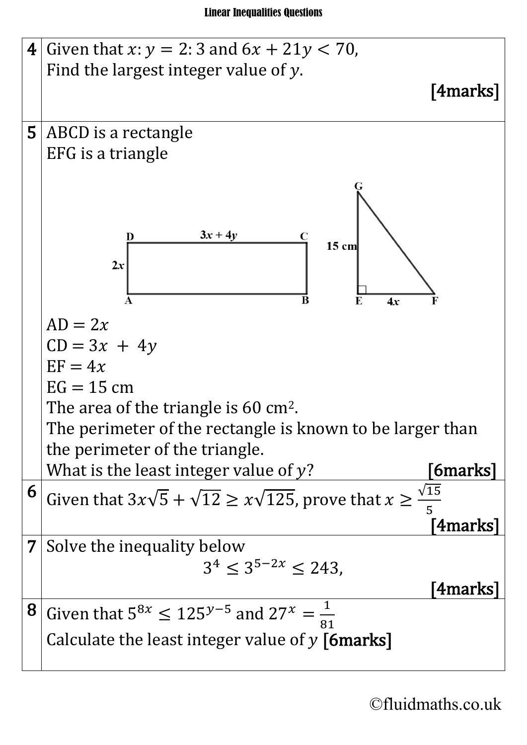| | |
|---|---|
| 4 | Given that $x : y = 2 : 3$ and $6x + 21y < 70$,<br>Find the largest integer value of $y$.<br>[4marks] |
| 5 | ABCD is a rectangle<br>EFG is a triangle<br><br>D 3x + 4y C<br>2x<br>A B<br>G<br>15 cm<br>E 4x F<br><br>$\text{AD} = 2x$<br>$\text{CD} = 3x + 4y$<br>$\text{EF} = 4x$<br>$\text{EG} = 15$ cm<br>The area of the triangle is 60 cm$^2$.<br>The perimeter of the rectangle is known to be larger than the perimeter of the triangle.<br>What is the least integer value of $y$? [6marks] |
| 6 | Given that $3x\sqrt{5} + \sqrt{12} \geq x\sqrt{125}$, prove that $x \geq \frac{\sqrt{15}}{5}$<br>[4marks] |
| 7 | Solve the inequality below<br>$$3^4 \leq 3^{5-2x} \leq 243,$$<br>[4marks] |
| 8 | Given that $5^{8x} \leq 125^{y-5}$ and $27^x = \frac{1}{81}$<br>Calculate the least integer value of $y$ [6marks] |

©fluidmaths.co.uk